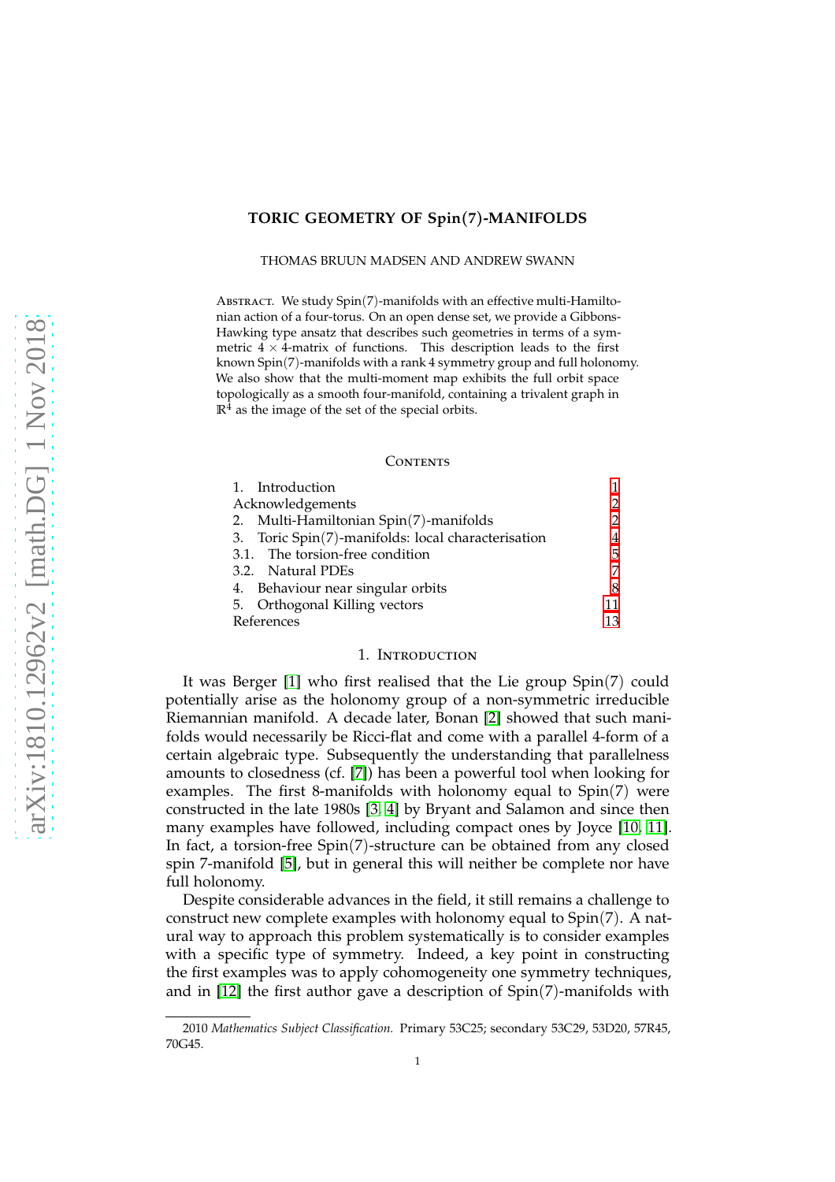# TORIC GEOMETRY OF Spin(7)-MANIFOLDS

THOMAS BRUUN MADSEN AND ANDREW SWANN

ABSTRACT. We study Spin(7)-manifolds with an effective multi-Hamiltonian action of a four-torus. On an open dense set, we provide a Gibbons-Hawking type ansatz that describes such geometries in terms of a symmetric $4 \times 4$-matrix of functions. This description leads to the first known Spin(7)-manifolds with a rank 4 symmetry group and full holonomy. We also show that the multi-moment map exhibits the full orbit space topologically as a smooth four-manifold, containing a trivalent graph in $\mathbb{R}^4$ as the image of the set of the special orbits.

CONTENTS

1. Introduction — 1
Acknowledgements — 2
2. Multi-Hamiltonian Spin(7)-manifolds — 2
3. Toric Spin(7)-manifolds: local characterisation — 4
3.1. The torsion-free condition — 5
3.2. Natural PDEs — 7
4. Behaviour near singular orbits — 8
5. Orthogonal Killing vectors — 11
References — 13

## 1. INTRODUCTION

It was Berger [1] who first realised that the Lie group Spin(7) could potentially arise as the holonomy group of a non-symmetric irreducible Riemannian manifold. A decade later, Bonan [2] showed that such manifolds would necessarily be Ricci-flat and come with a parallel 4-form of a certain algebraic type. Subsequently the understanding that parallelness amounts to closedness (cf. [7]) has been a powerful tool when looking for examples. The first 8-manifolds with holonomy equal to Spin(7) were constructed in the late 1980s [3, 4] by Bryant and Salamon and since then many examples have followed, including compact ones by Joyce [10, 11]. In fact, a torsion-free Spin(7)-structure can be obtained from any closed spin 7-manifold [5], but in general this will neither be complete nor have full holonomy.

Despite considerable advances in the field, it still remains a challenge to construct new complete examples with holonomy equal to Spin(7). A natural way to approach this problem systematically is to consider examples with a specific type of symmetry. Indeed, a key point in constructing the first examples was to apply cohomogeneity one symmetry techniques, and in [12] the first author gave a description of Spin(7)-manifolds with

2010 *Mathematics Subject Classification.* Primary 53C25; secondary 53C29, 53D20, 57R45, 70G45.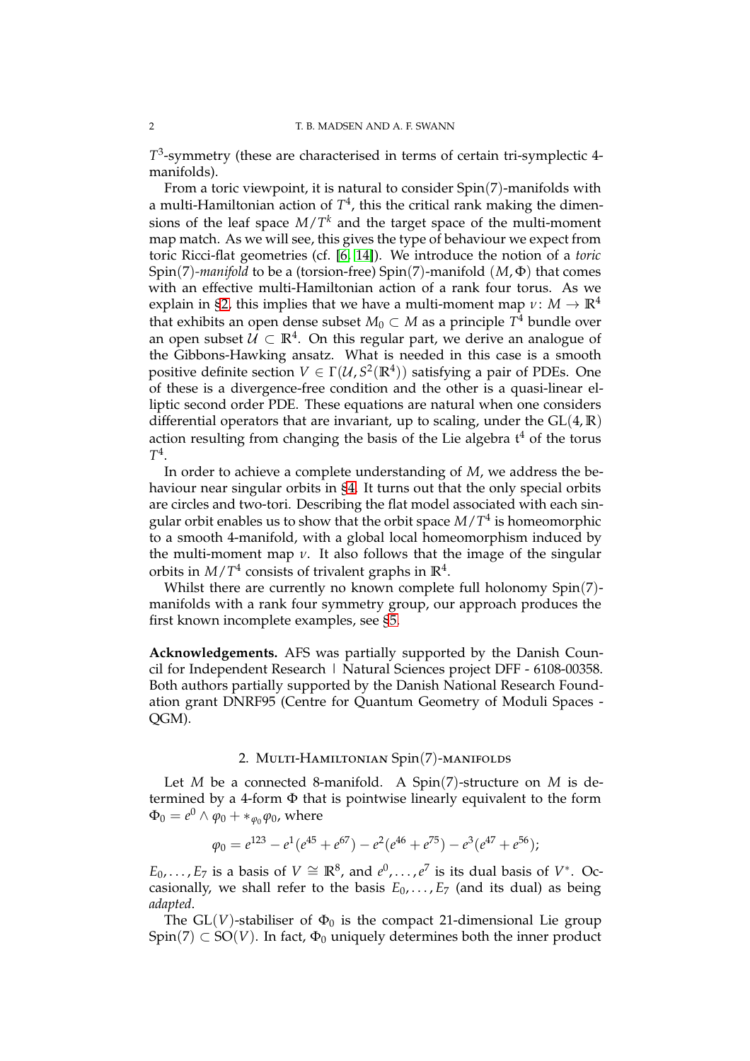$T^3$-symmetry (these are characterised in terms of certain tri-symplectic 4-manifolds).

From a toric viewpoint, it is natural to consider Spin(7)-manifolds with a multi-Hamiltonian action of $T^4$, this the critical rank making the dimensions of the leaf space $M/T^k$ and the target space of the multi-moment map match. As we will see, this gives the type of behaviour we expect from toric Ricci-flat geometries (cf. [6, 14]). We introduce the notion of a *toric* Spin(7)*-manifold* to be a (torsion-free) Spin(7)-manifold $(M, \Phi)$ that comes with an effective multi-Hamiltonian action of a rank four torus. As we explain in §2, this implies that we have a multi-moment map $\nu\colon M \to \mathbb{R}^4$ that exhibits an open dense subset $M_0 \subset M$ as a principle $T^4$ bundle over an open subset $\mathcal{U} \subset \mathbb{R}^4$. On this regular part, we derive an analogue of the Gibbons-Hawking ansatz. What is needed in this case is a smooth positive definite section $V \in \Gamma(\mathcal{U}, S^2(\mathbb{R}^4))$ satisfying a pair of PDEs. One of these is a divergence-free condition and the other is a quasi-linear elliptic second order PDE. These equations are natural when one considers differential operators that are invariant, up to scaling, under the $\mathrm{GL}(4, \mathbb{R})$ action resulting from changing the basis of the Lie algebra $\mathfrak{t}^4$ of the torus $T^4$.

In order to achieve a complete understanding of $M$, we address the behaviour near singular orbits in §4. It turns out that the only special orbits are circles and two-tori. Describing the flat model associated with each singular orbit enables us to show that the orbit space $M/T^4$ is homeomorphic to a smooth 4-manifold, with a global local homeomorphism induced by the multi-moment map $\nu$. It also follows that the image of the singular orbits in $M/T^4$ consists of trivalent graphs in $\mathbb{R}^4$.

Whilst there are currently no known complete full holonomy Spin(7)-manifolds with a rank four symmetry group, our approach produces the first known incomplete examples, see §5.

**Acknowledgements.** AFS was partially supported by the Danish Council for Independent Research | Natural Sciences project DFF - 6108-00358. Both authors partially supported by the Danish National Research Foundation grant DNRF95 (Centre for Quantum Geometry of Moduli Spaces - QGM).

## 2. Multi-Hamiltonian Spin(7)-manifolds

Let $M$ be a connected 8-manifold. A Spin(7)-structure on $M$ is determined by a 4-form $\Phi$ that is pointwise linearly equivalent to the form $\Phi_0 = e^0 \wedge \varphi_0 + *_{\varphi_0}\varphi_0$, where

$$\varphi_0 = e^{123} - e^1(e^{45} + e^{67}) - e^2(e^{46} + e^{75}) - e^3(e^{47} + e^{56});$$

$E_0, \dots, E_7$ is a basis of $V \cong \mathbb{R}^8$, and $e^0, \dots, e^7$ is its dual basis of $V^*$. Occasionally, we shall refer to the basis $E_0, \dots, E_7$ (and its dual) as being *adapted*.

The $\mathrm{GL}(V)$-stabiliser of $\Phi_0$ is the compact 21-dimensional Lie group $\mathrm{Spin}(7) \subset \mathrm{SO}(V)$. In fact, $\Phi_0$ uniquely determines both the inner product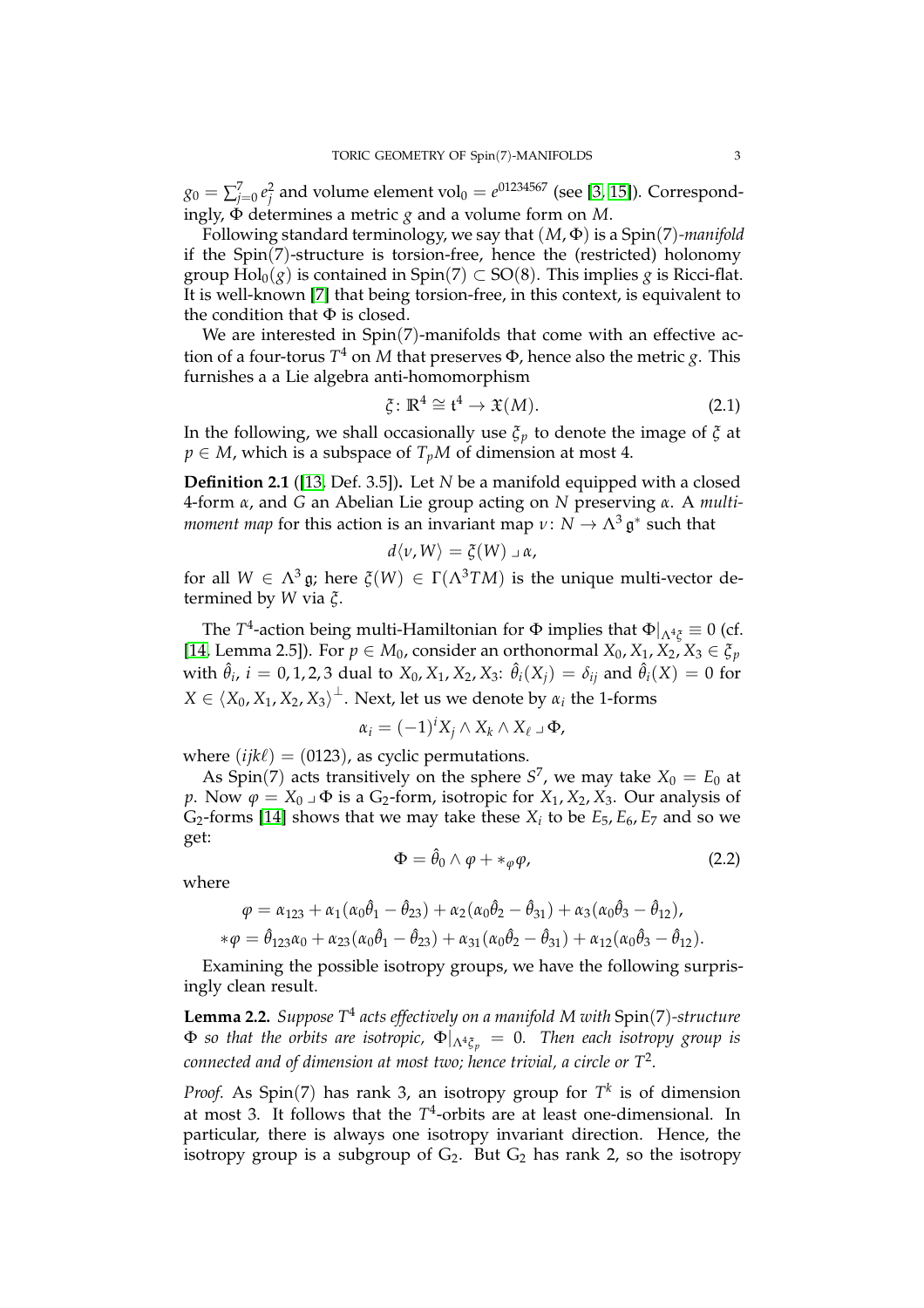$g_0 = \sum_{j=0}^{7} e_j^2$ and volume element $\mathrm{vol}_0 = e^{01234567}$ (see [3, 15]). Correspondingly, $\Phi$ determines a metric $g$ and a volume form on $M$.

Following standard terminology, we say that $(M, \Phi)$ is a $\mathrm{Spin}(7)$*-manifold* if the $\mathrm{Spin}(7)$-structure is torsion-free, hence the (restricted) holonomy group $\mathrm{Hol}_0(g)$ is contained in $\mathrm{Spin}(7) \subset \mathrm{SO}(8)$. This implies $g$ is Ricci-flat. It is well-known [7] that being torsion-free, in this context, is equivalent to the condition that $\Phi$ is closed.

We are interested in $\mathrm{Spin}(7)$-manifolds that come with an effective action of a four-torus $T^4$ on $M$ that preserves $\Phi$, hence also the metric $g$. This furnishes a a Lie algebra anti-homomorphism

$$\xi \colon \mathbb{R}^4 \cong \mathfrak{t}^4 \to \mathfrak{X}(M). \tag{2.1}$$

In the following, we shall occasionally use $\xi_p$ to denote the image of $\xi$ at $p \in M$, which is a subspace of $T_pM$ of dimension at most 4.

**Definition 2.1** ([13, Def. 3.5])**.** Let $N$ be a manifold equipped with a closed 4-form $\alpha$, and $G$ an Abelian Lie group acting on $N$ preserving $\alpha$. A *multi-moment map* for this action is an invariant map $\nu \colon N \to \Lambda^3 \mathfrak{g}^*$ such that

$$d\langle \nu, W \rangle = \xi(W) \lrcorner \alpha,$$

for all $W \in \Lambda^3 \mathfrak{g}$; here $\xi(W) \in \Gamma(\Lambda^3 TM)$ is the unique multi-vector determined by $W$ via $\xi$.

The $T^4$-action being multi-Hamiltonian for $\Phi$ implies that $\Phi|_{\Lambda^4 \xi} \equiv 0$ (cf. [14, Lemma 2.5]). For $p \in M_0$, consider an orthonormal $X_0, X_1, X_2, X_3 \in \xi_p$ with $\hat{\theta}_i$, $i = 0, 1, 2, 3$ dual to $X_0, X_1, X_2, X_3$: $\hat{\theta}_i(X_j) = \delta_{ij}$ and $\hat{\theta}_i(X) = 0$ for $X \in \langle X_0, X_1, X_2, X_3 \rangle^{\perp}$. Next, let us we denote by $\alpha_i$ the 1-forms

$$\alpha_i = (-1)^i X_j \wedge X_k \wedge X_\ell \lrcorner \Phi,$$

where $(ijk\ell) = (0123)$, as cyclic permutations.

As $\mathrm{Spin}(7)$ acts transitively on the sphere $S^7$, we may take $X_0 = E_0$ at $p$. Now $\varphi = X_0 \lrcorner \Phi$ is a $\mathrm{G}_2$-form, isotropic for $X_1, X_2, X_3$. Our analysis of $\mathrm{G}_2$-forms [14] shows that we may take these $X_i$ to be $E_5, E_6, E_7$ and so we get:

$$\Phi = \hat{\theta}_0 \wedge \varphi + *_\varphi \varphi, \tag{2.2}$$

where

$$\begin{aligned}
\varphi &= \alpha_{123} + \alpha_1(\alpha_0 \hat{\theta}_1 - \hat{\theta}_{23}) + \alpha_2(\alpha_0 \hat{\theta}_2 - \hat{\theta}_{31}) + \alpha_3(\alpha_0 \hat{\theta}_3 - \hat{\theta}_{12}), \\
*\varphi &= \hat{\theta}_{123}\alpha_0 + \alpha_{23}(\alpha_0 \hat{\theta}_1 - \hat{\theta}_{23}) + \alpha_{31}(\alpha_0 \hat{\theta}_2 - \hat{\theta}_{31}) + \alpha_{12}(\alpha_0 \hat{\theta}_3 - \hat{\theta}_{12}).
\end{aligned}$$

Examining the possible isotropy groups, we have the following surprisingly clean result.

**Lemma 2.2.** *Suppose $T^4$ acts effectively on a manifold $M$ with $\mathrm{Spin}(7)$-structure $\Phi$ so that the orbits are isotropic, $\Phi|_{\Lambda^4 \xi_p} = 0$. Then each isotropy group is connected and of dimension at most two; hence trivial, a circle or $T^2$.*

*Proof.* As $\mathrm{Spin}(7)$ has rank 3, an isotropy group for $T^k$ is of dimension at most 3. It follows that the $T^4$-orbits are at least one-dimensional. In particular, there is always one isotropy invariant direction. Hence, the isotropy group is a subgroup of $\mathrm{G}_2$. But $\mathrm{G}_2$ has rank 2, so the isotropy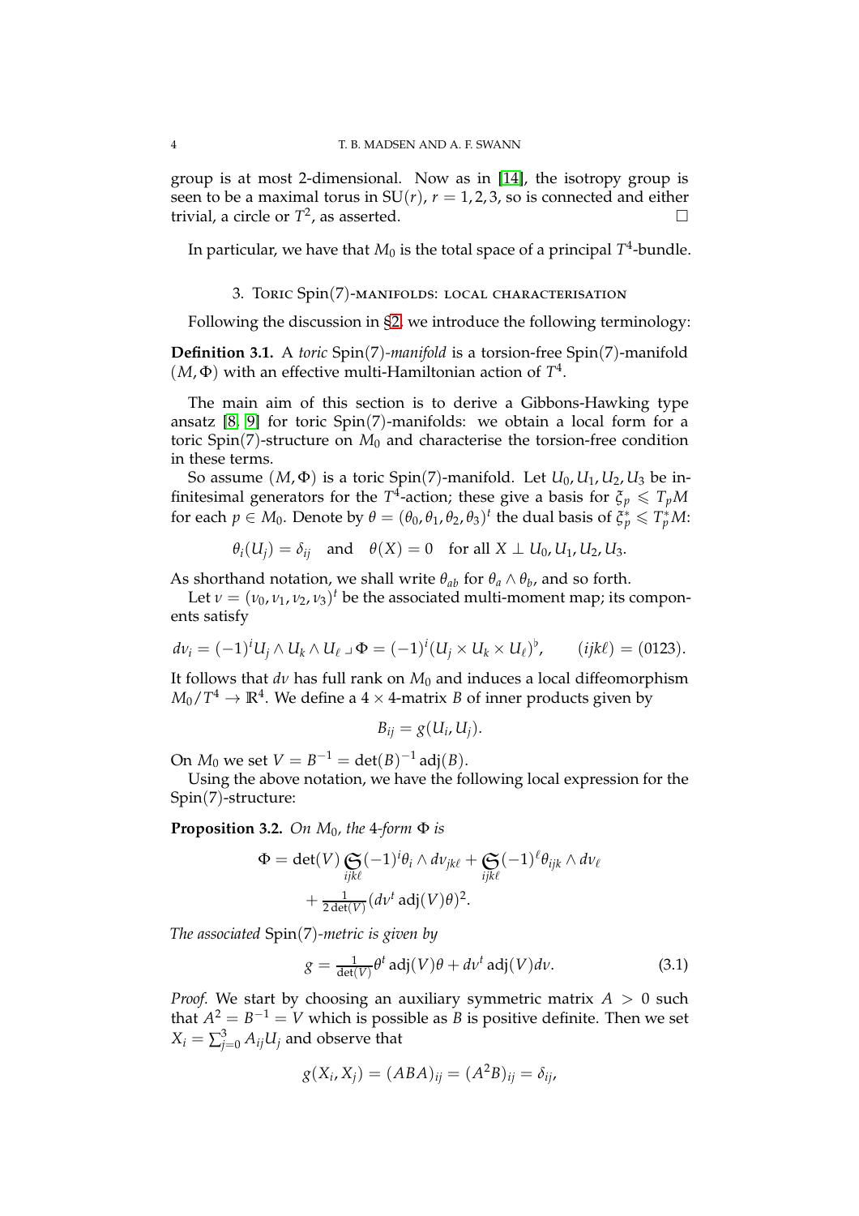group is at most 2-dimensional. Now as in [14], the isotropy group is seen to be a maximal torus in $\mathrm{SU}(r)$, $r = 1, 2, 3$, so is connected and either trivial, a circle or $T^2$, as asserted. $\square$

In particular, we have that $M_0$ is the total space of a principal $T^4$-bundle.

## 3. Toric Spin(7)-manifolds: local characterisation

Following the discussion in §2, we introduce the following terminology:

**Definition 3.1.** A *toric* Spin(7)*-manifold* is a torsion-free Spin(7)-manifold $(M, \Phi)$ with an effective multi-Hamiltonian action of $T^4$.

The main aim of this section is to derive a Gibbons-Hawking type ansatz [8, 9] for toric Spin(7)-manifolds: we obtain a local form for a toric Spin(7)-structure on $M_0$ and characterise the torsion-free condition in these terms.

So assume $(M, \Phi)$ is a toric Spin(7)-manifold. Let $U_0, U_1, U_2, U_3$ be infinitesimal generators for the $T^4$-action; these give a basis for $\xi_p \leqslant T_pM$ for each $p \in M_0$. Denote by $\theta = (\theta_0, \theta_1, \theta_2, \theta_3)^t$ the dual basis of $\xi_p^* \leqslant T_p^*M$:

$$\theta_i(U_j) = \delta_{ij} \quad \text{and} \quad \theta(X) = 0 \quad \text{for all } X \perp U_0, U_1, U_2, U_3.$$

As shorthand notation, we shall write $\theta_{ab}$ for $\theta_a \wedge \theta_b$, and so forth.

Let $\nu = (\nu_0, \nu_1, \nu_2, \nu_3)^t$ be the associated multi-moment map; its components satisfy

$$d\nu_i = (-1)^i U_j \wedge U_k \wedge U_\ell \lrcorner \Phi = (-1)^i (U_j \times U_k \times U_\ell)^\flat, \qquad (ijk\ell) = (0123).$$

It follows that $d\nu$ has full rank on $M_0$ and induces a local diffeomorphism $M_0/T^4 \to \mathbb{R}^4$. We define a $4 \times 4$-matrix $B$ of inner products given by

$$B_{ij} = g(U_i, U_j).$$

On $M_0$ we set $V = B^{-1} = \det(B)^{-1} \operatorname{adj}(B)$.

Using the above notation, we have the following local expression for the Spin(7)-structure:

**Proposition 3.2.** *On $M_0$, the 4-form $\Phi$ is*

$$\begin{aligned}\Phi = \det(V) \mathfrak{S}_{ijk\ell} (-1)^i \theta_i \wedge d\nu_{jk\ell} + \mathfrak{S}_{ijk\ell} (-1)^\ell \theta_{ijk} \wedge d\nu_\ell \\ + \tfrac{1}{2\det(V)} (d\nu^t \operatorname{adj}(V) \theta)^2.\end{aligned}$$

*The associated* Spin(7)*-metric is given by*

$$g = \tfrac{1}{\det(V)} \theta^t \operatorname{adj}(V) \theta + d\nu^t \operatorname{adj}(V) d\nu. \tag{3.1}$$

*Proof.* We start by choosing an auxiliary symmetric matrix $A > 0$ such that $A^2 = B^{-1} = V$ which is possible as $B$ is positive definite. Then we set $X_i = \sum_{j=0}^3 A_{ij} U_j$ and observe that

$$g(X_i, X_j) = (ABA)_{ij} = (A^2B)_{ij} = \delta_{ij},$$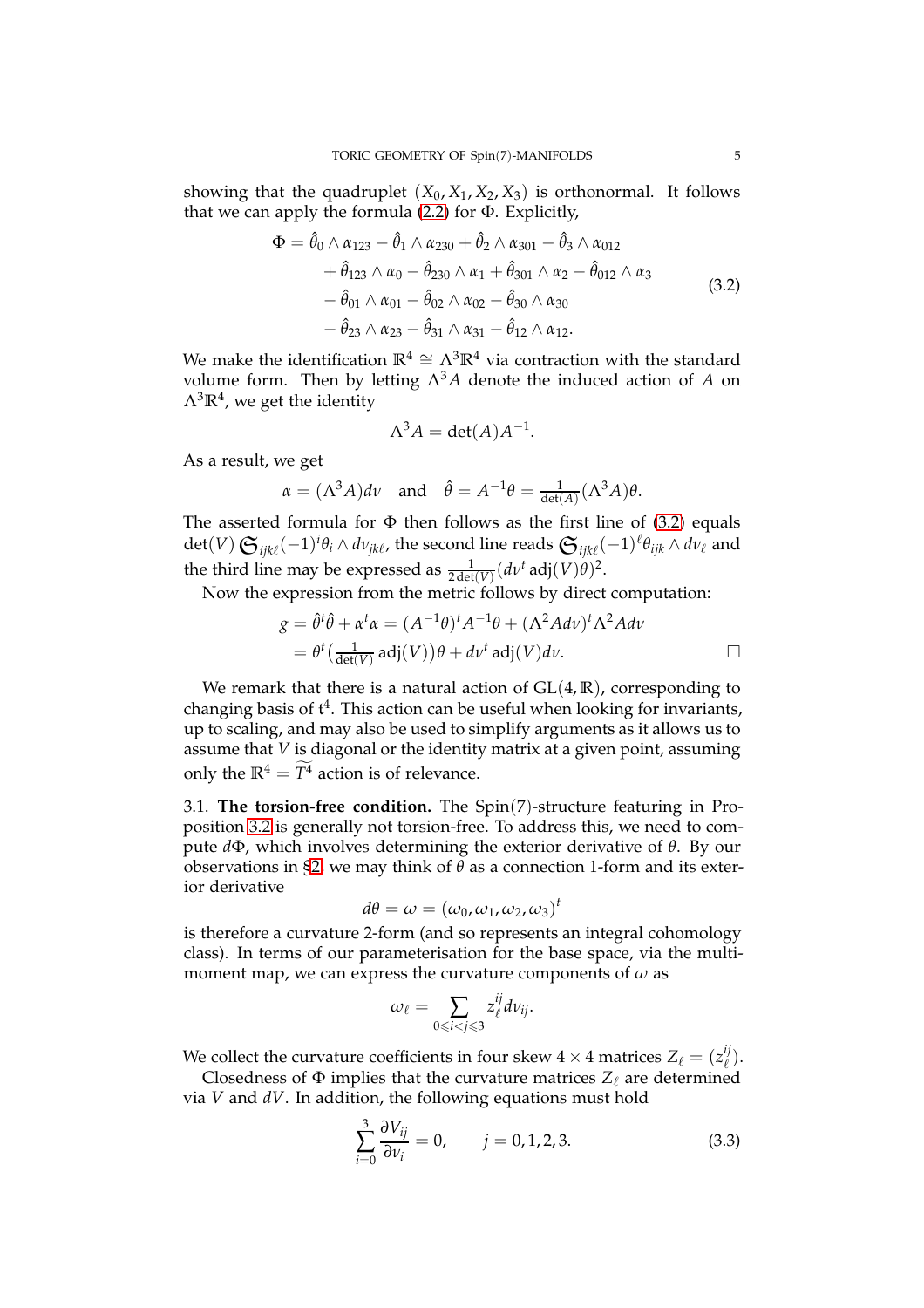showing that the quadruplet $(X_0, X_1, X_2, X_3)$ is orthonormal. It follows that we can apply the formula (2.2) for $\Phi$. Explicitly,

$$\begin{aligned}
\Phi = \hat{\theta}_0 \wedge \alpha_{123} - \hat{\theta}_1 \wedge \alpha_{230} + \hat{\theta}_2 \wedge \alpha_{301} - \hat{\theta}_3 \wedge \alpha_{012} \\
+ \hat{\theta}_{123} \wedge \alpha_0 - \hat{\theta}_{230} \wedge \alpha_1 + \hat{\theta}_{301} \wedge \alpha_2 - \hat{\theta}_{012} \wedge \alpha_3 \\
- \hat{\theta}_{01} \wedge \alpha_{01} - \hat{\theta}_{02} \wedge \alpha_{02} - \hat{\theta}_{30} \wedge \alpha_{30} \\
- \hat{\theta}_{23} \wedge \alpha_{23} - \hat{\theta}_{31} \wedge \alpha_{31} - \hat{\theta}_{12} \wedge \alpha_{12}.
\end{aligned} \tag{3.2}$$

We make the identification $\mathbb{R}^4 \cong \Lambda^3\mathbb{R}^4$ via contraction with the standard volume form. Then by letting $\Lambda^3 A$ denote the induced action of $A$ on $\Lambda^3\mathbb{R}^4$, we get the identity

$$\Lambda^3 A = \det(A) A^{-1}.$$

As a result, we get

$$\alpha = (\Lambda^3 A) dv \quad \text{and} \quad \hat{\theta} = A^{-1}\theta = \tfrac{1}{\det(A)}(\Lambda^3 A)\theta.$$

The asserted formula for $\Phi$ then follows as the first line of (3.2) equals $\det(V) \mathfrak{S}_{ijk\ell}(-1)^i \theta_i \wedge dv_{jk\ell}$, the second line reads $\mathfrak{S}_{ijk\ell}(-1)^\ell \theta_{ijk} \wedge dv_\ell$ and the third line may be expressed as $\frac{1}{2\det(V)}(dv^t \operatorname{adj}(V)\theta)^2$.

Now the expression from the metric follows by direct computation:

$$\begin{aligned}
g &= \hat{\theta}^t\hat{\theta} + \alpha^t\alpha = (A^{-1}\theta)^t A^{-1}\theta + (\Lambda^2 A dv)^t \Lambda^2 A dv \\
&= \theta^t\big(\tfrac{1}{\det(V)} \operatorname{adj}(V)\big)\theta + dv^t \operatorname{adj}(V) dv. \qquad \square
\end{aligned}$$

We remark that there is a natural action of $\mathrm{GL}(4, \mathbb{R})$, corresponding to changing basis of $\mathfrak{t}^4$. This action can be useful when looking for invariants, up to scaling, and may also be used to simplify arguments as it allows us to assume that $V$ is diagonal or the identity matrix at a given point, assuming only the $\mathbb{R}^4 = \widetilde{T^4}$ action is of relevance.

3.1. **The torsion-free condition.** The $\mathrm{Spin}(7)$-structure featuring in Proposition 3.2 is generally not torsion-free. To address this, we need to compute $d\Phi$, which involves determining the exterior derivative of $\theta$. By our observations in §2, we may think of $\theta$ as a connection 1-form and its exterior derivative

$$d\theta = \omega = (\omega_0, \omega_1, \omega_2, \omega_3)^t$$

is therefore a curvature 2-form (and so represents an integral cohomology class). In terms of our parameterisation for the base space, via the multi-moment map, we can express the curvature components of $\omega$ as

$$\omega_\ell = \sum_{0 \leqslant i < j \leqslant 3} z_\ell^{ij} dv_{ij}.$$

We collect the curvature coefficients in four skew $4 \times 4$ matrices $Z_\ell = (z_\ell^{ij})$.

Closedness of $\Phi$ implies that the curvature matrices $Z_\ell$ are determined via $V$ and $dV$. In addition, the following equations must hold

$$\sum_{i=0}^{3} \frac{\partial V_{ij}}{\partial v_i} = 0, \qquad j = 0, 1, 2, 3. \tag{3.3}$$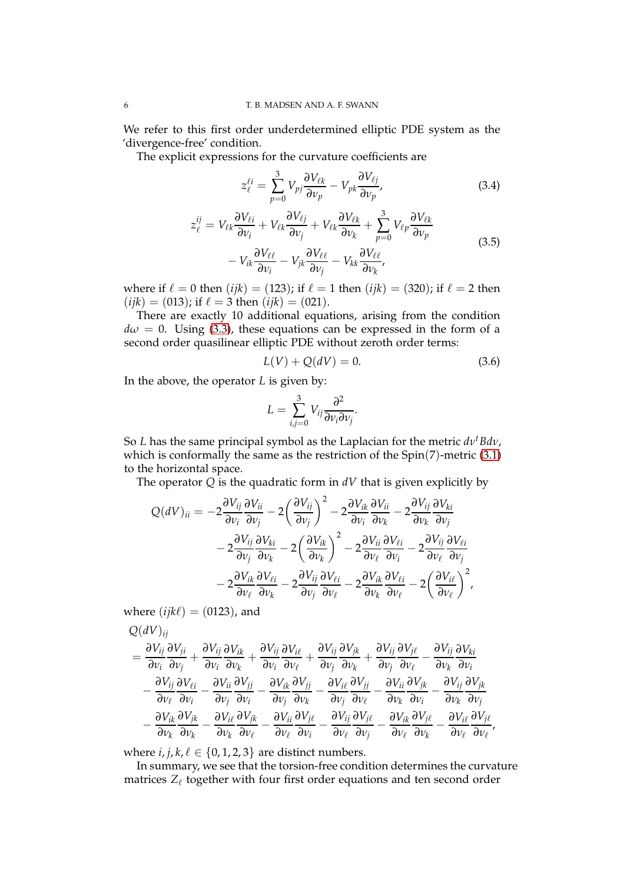We refer to this first order underdetermined elliptic PDE system as the 'divergence-free' condition.

The explicit expressions for the curvature coefficients are

$$z_\ell^{\ell i} = \sum_{p=0}^{3} V_{pj}\frac{\partial V_{\ell k}}{\partial v_p} - V_{pk}\frac{\partial V_{\ell j}}{\partial v_p}, \tag{3.4}$$

$$\begin{aligned} z_\ell^{ij} = V_{\ell k}\frac{\partial V_{\ell i}}{\partial v_i} + V_{\ell k}\frac{\partial V_{\ell j}}{\partial v_j} + V_{\ell k}\frac{\partial V_{\ell k}}{\partial v_k} + \sum_{p=0}^{3} V_{\ell p}\frac{\partial V_{\ell k}}{\partial v_p} \\ - V_{ik}\frac{\partial V_{\ell\ell}}{\partial v_i} - V_{jk}\frac{\partial V_{\ell\ell}}{\partial v_j} - V_{kk}\frac{\partial V_{\ell\ell}}{\partial v_k}, \end{aligned} \tag{3.5}$$

where if $\ell = 0$ then $(ijk) = (123)$; if $\ell = 1$ then $(ijk) = (320)$; if $\ell = 2$ then $(ijk) = (013)$; if $\ell = 3$ then $(ijk) = (021)$.

There are exactly 10 additional equations, arising from the condition $d\omega = 0$. Using (3.3), these equations can be expressed in the form of a second order quasilinear elliptic PDE without zeroth order terms:

$$L(V) + Q(dV) = 0. \tag{3.6}$$

In the above, the operator $L$ is given by:

$$L = \sum_{i,j=0}^{3} V_{ij}\frac{\partial^2}{\partial v_i \partial v_j}.$$

So $L$ has the same principal symbol as the Laplacian for the metric $dv^t B dv$, which is conformally the same as the restriction of the $\mathrm{Spin}(7)$-metric (3.1) to the horizontal space.

The operator $Q$ is the quadratic form in $dV$ that is given explicitly by

$$\begin{aligned} Q(dV)_{ii} = &-2\frac{\partial V_{ij}}{\partial v_i}\frac{\partial V_{ii}}{\partial v_j} - 2\left(\frac{\partial V_{ij}}{\partial v_j}\right)^2 - 2\frac{\partial V_{ik}}{\partial v_i}\frac{\partial V_{ii}}{\partial v_k} - 2\frac{\partial V_{ij}}{\partial v_k}\frac{\partial V_{ki}}{\partial v_j} \\ &- 2\frac{\partial V_{ij}}{\partial v_j}\frac{\partial V_{ki}}{\partial v_k} - 2\left(\frac{\partial V_{ik}}{\partial v_k}\right)^2 - 2\frac{\partial V_{ii}}{\partial v_\ell}\frac{\partial V_{\ell i}}{\partial v_i} - 2\frac{\partial V_{ij}}{\partial v_\ell}\frac{\partial V_{\ell i}}{\partial v_j} \\ &- 2\frac{\partial V_{ik}}{\partial v_\ell}\frac{\partial V_{\ell i}}{\partial v_k} - 2\frac{\partial V_{ij}}{\partial v_j}\frac{\partial V_{\ell i}}{\partial v_\ell} - 2\frac{\partial V_{ik}}{\partial v_k}\frac{\partial V_{\ell i}}{\partial v_\ell} - 2\left(\frac{\partial V_{i\ell}}{\partial v_\ell}\right)^2, \end{aligned}$$

where $(ijk\ell) = (0123)$, and

$$\begin{aligned} &Q(dV)_{ij} \\ &= \frac{\partial V_{ij}}{\partial v_i}\frac{\partial V_{ji}}{\partial v_j} + \frac{\partial V_{ij}}{\partial v_i}\frac{\partial V_{ik}}{\partial v_k} + \frac{\partial V_{ij}}{\partial v_i}\frac{\partial V_{i\ell}}{\partial v_\ell} + \frac{\partial V_{ij}}{\partial v_j}\frac{\partial V_{jk}}{\partial v_k} + \frac{\partial V_{ij}}{\partial v_j}\frac{\partial V_{j\ell}}{\partial v_\ell} - \frac{\partial V_{ij}}{\partial v_k}\frac{\partial V_{ki}}{\partial v_i} \\ &- \frac{\partial V_{ij}}{\partial v_\ell}\frac{\partial V_{\ell i}}{\partial v_i} - \frac{\partial V_{ii}}{\partial v_j}\frac{\partial V_{jj}}{\partial v_i} - \frac{\partial V_{ik}}{\partial v_j}\frac{\partial V_{jj}}{\partial v_k} - \frac{\partial V_{i\ell}}{\partial v_j}\frac{\partial V_{jj}}{\partial v_\ell} - \frac{\partial V_{ii}}{\partial v_k}\frac{\partial V_{jk}}{\partial v_i} - \frac{\partial V_{ij}}{\partial v_k}\frac{\partial V_{jk}}{\partial v_j} \\ &- \frac{\partial V_{ik}}{\partial v_k}\frac{\partial V_{jk}}{\partial v_k} - \frac{\partial V_{i\ell}}{\partial v_k}\frac{\partial V_{jk}}{\partial v_\ell} - \frac{\partial V_{ii}}{\partial v_\ell}\frac{\partial V_{j\ell}}{\partial v_i} - \frac{\partial V_{ij}}{\partial v_\ell}\frac{\partial V_{j\ell}}{\partial v_j} - \frac{\partial V_{ik}}{\partial v_\ell}\frac{\partial V_{j\ell}}{\partial v_k} - \frac{\partial V_{i\ell}}{\partial v_\ell}\frac{\partial V_{j\ell}}{\partial v_\ell}, \end{aligned}$$

where $i, j, k, \ell \in \{0, 1, 2, 3\}$ are distinct numbers.

In summary, we see that the torsion-free condition determines the curvature matrices $Z_\ell$ together with four first order equations and ten second order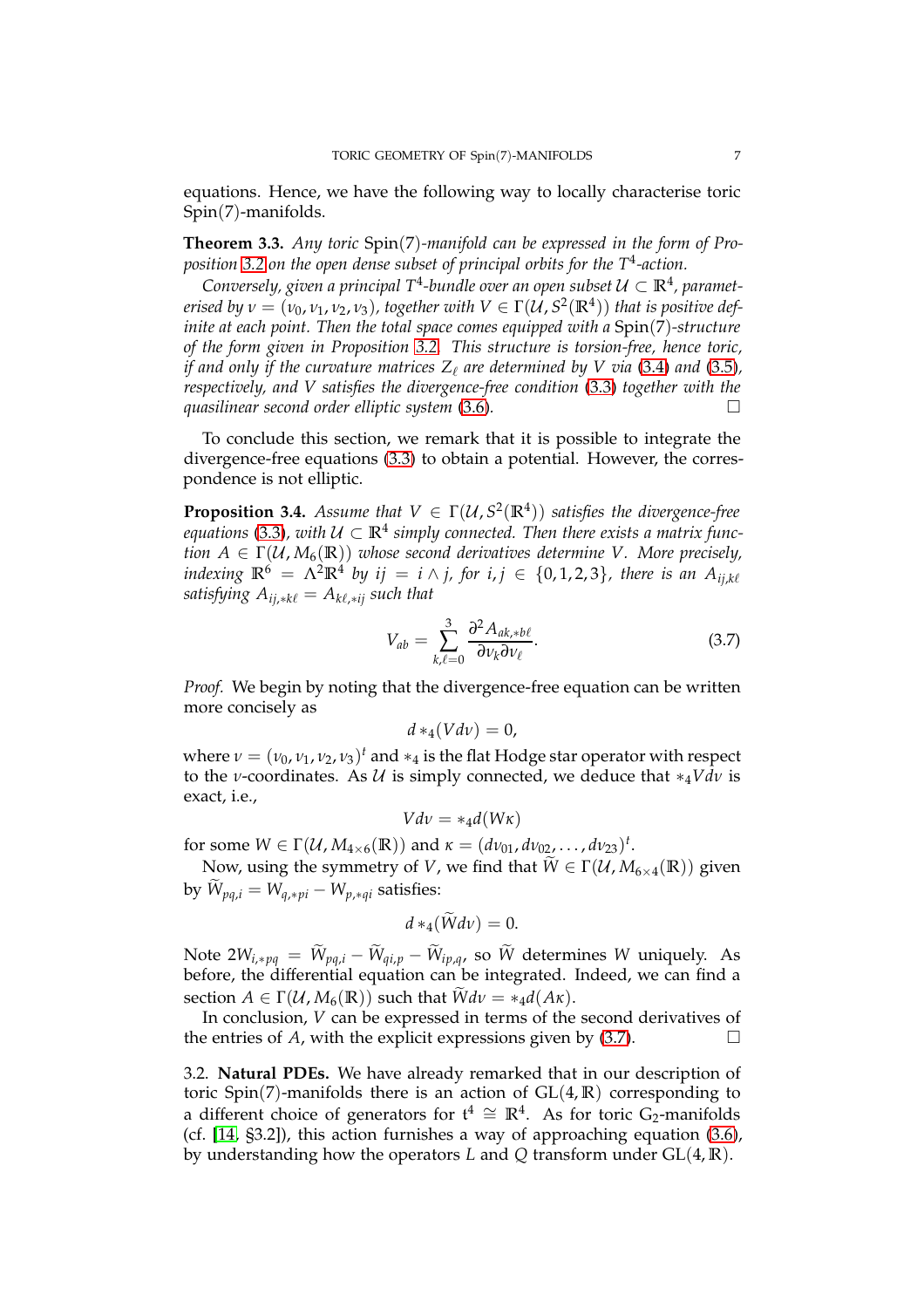equations. Hence, we have the following way to locally characterise toric Spin(7)-manifolds.

**Theorem 3.3.** *Any toric* Spin(7)*-manifold can be expressed in the form of Proposition 3.2 on the open dense subset of principal orbits for the $T^4$-action.*

*Conversely, given a principal $T^4$-bundle over an open subset $\mathcal{U} \subset \mathbb{R}^4$, parameterised by $\nu = (\nu_0, \nu_1, \nu_2, \nu_3)$, together with $V \in \Gamma(\mathcal{U}, S^2(\mathbb{R}^4))$ that is positive definite at each point. Then the total space comes equipped with a* Spin(7)*-structure of the form given in Proposition 3.2. This structure is torsion-free, hence toric, if and only if the curvature matrices $Z_\ell$ are determined by $V$ via (3.4) and (3.5), respectively, and $V$ satisfies the divergence-free condition (3.3) together with the quasilinear second order elliptic system (3.6).* □

To conclude this section, we remark that it is possible to integrate the divergence-free equations (3.3) to obtain a potential. However, the correspondence is not elliptic.

**Proposition 3.4.** *Assume that $V \in \Gamma(\mathcal{U}, S^2(\mathbb{R}^4))$ satisfies the divergence-free equations (3.3), with $\mathcal{U} \subset \mathbb{R}^4$ simply connected. Then there exists a matrix function $A \in \Gamma(\mathcal{U}, M_6(\mathbb{R}))$ whose second derivatives determine $V$. More precisely, indexing $\mathbb{R}^6 = \Lambda^2\mathbb{R}^4$ by $ij = i \wedge j$, for $i, j \in \{0, 1, 2, 3\}$, there is an $A_{ij,k\ell}$ satisfying $A_{ij,*k\ell} = A_{k\ell,*ij}$ such that*

$$V_{ab} = \sum_{k,\ell=0}^{3} \frac{\partial^2 A_{ak,*b\ell}}{\partial \nu_k \partial \nu_\ell}. \tag{3.7}$$

*Proof.* We begin by noting that the divergence-free equation can be written more concisely as

$$d *_4 (V d\nu) = 0,$$

where $\nu = (\nu_0, \nu_1, \nu_2, \nu_3)^t$ and $*_4$ is the flat Hodge star operator with respect to the $\nu$-coordinates. As $\mathcal{U}$ is simply connected, we deduce that $*_4 V d\nu$ is exact, i.e.,

$$V d\nu = *_4 d(W\kappa)$$

for some $W \in \Gamma(\mathcal{U}, M_{4\times 6}(\mathbb{R}))$ and $\kappa = (d\nu_{01}, d\nu_{02}, \ldots, d\nu_{23})^t$.

Now, using the symmetry of $V$, we find that $\widetilde{W} \in \Gamma(\mathcal{U}, M_{6\times 4}(\mathbb{R}))$ given by $\widetilde{W}_{pq,i} = W_{q,*pi} - W_{p,*qi}$ satisfies:

$$d *_4 (\widetilde{W} d\nu) = 0.$$

Note $2W_{i,*pq} = \widetilde{W}_{pq,i} - \widetilde{W}_{qi,p} - \widetilde{W}_{ip,q}$, so $\widetilde{W}$ determines $W$ uniquely. As before, the differential equation can be integrated. Indeed, we can find a section $A \in \Gamma(\mathcal{U}, M_6(\mathbb{R}))$ such that $\widetilde{W} d\nu = *_4 d(A\kappa)$.

In conclusion, $V$ can be expressed in terms of the second derivatives of the entries of $A$, with the explicit expressions given by (3.7). □

3.2. **Natural PDEs.** We have already remarked that in our description of toric Spin(7)-manifolds there is an action of $\mathrm{GL}(4, \mathbb{R})$ corresponding to a different choice of generators for $\mathfrak{t}^4 \cong \mathbb{R}^4$. As for toric $\mathrm{G}_2$-manifolds (cf. [14, §3.2]), this action furnishes a way of approaching equation (3.6), by understanding how the operators $L$ and $Q$ transform under $\mathrm{GL}(4, \mathbb{R})$.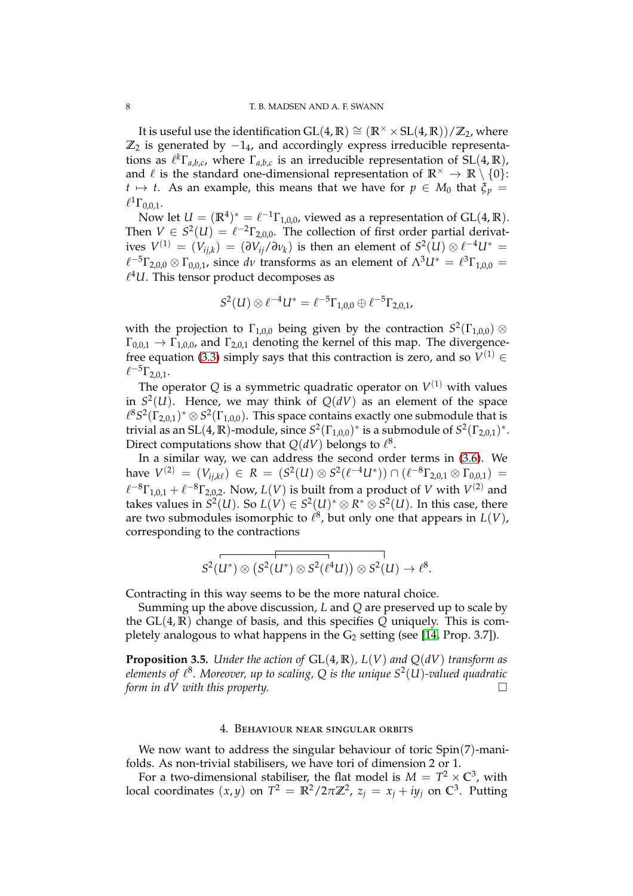It is useful use the identification $\mathrm{GL}(4,\mathbb{R}) \cong (\mathbb{R}^\times \times \mathrm{SL}(4,\mathbb{R}))/\mathbb{Z}_2$, where $\mathbb{Z}_2$ is generated by $-1_4$, and accordingly express irreducible representations as $\ell^k\Gamma_{a,b,c}$, where $\Gamma_{a,b,c}$ is an irreducible representation of $\mathrm{SL}(4,\mathbb{R})$, and $\ell$ is the standard one-dimensional representation of $\mathbb{R}^\times \to \mathbb{R}\setminus\{0\}$: $t \mapsto t$. As an example, this means that we have for $p \in M_0$ that $\xi_p = \ell^1\Gamma_{0,0,1}$.

Now let $U = (\mathbb{R}^4)^* = \ell^{-1}\Gamma_{1,0,0}$, viewed as a representation of $\mathrm{GL}(4,\mathbb{R})$. Then $V \in S^2(U) = \ell^{-2}\Gamma_{2,0,0}$. The collection of first order partial derivatives $V^{(1)} = (V_{ij,k}) = (\partial V_{ij}/\partial v_k)$ is then an element of $S^2(U)\otimes \ell^{-4}U^* = \ell^{-5}\Gamma_{2,0,0}\otimes\Gamma_{0,0,1}$, since $dv$ transforms as an element of $\Lambda^3 U^* = \ell^3\Gamma_{1,0,0} = \ell^4 U$. This tensor product decomposes as

$$S^2(U)\otimes \ell^{-4}U^* = \ell^{-5}\Gamma_{1,0,0}\oplus \ell^{-5}\Gamma_{2,0,1},$$

with the projection to $\Gamma_{1,0,0}$ being given by the contraction $S^2(\Gamma_{1,0,0})\otimes \Gamma_{0,0,1}\to\Gamma_{1,0,0}$, and $\Gamma_{2,0,1}$ denoting the kernel of this map. The divergence-free equation (3.3) simply says that this contraction is zero, and so $V^{(1)}\in \ell^{-5}\Gamma_{2,0,1}$.

The operator $Q$ is a symmetric quadratic operator on $V^{(1)}$ with values in $S^2(U)$. Hence, we may think of $Q(dV)$ as an element of the space $\ell^8 S^2(\Gamma_{2,0,1})^*\otimes S^2(\Gamma_{1,0,0})$. This space contains exactly one submodule that is trivial as an $\mathrm{SL}(4,\mathbb{R})$-module, since $S^2(\Gamma_{1,0,0})^*$ is a submodule of $S^2(\Gamma_{2,0,1})^*$. Direct computations show that $Q(dV)$ belongs to $\ell^8$.

In a similar way, we can address the second order terms in (3.6). We have $V^{(2)} = (V_{ij,k\ell}) \in R = (S^2(U)\otimes S^2(\ell^{-4}U^*))\cap(\ell^{-8}\Gamma_{2,0,1}\otimes\Gamma_{0,0,1}) = \ell^{-8}\Gamma_{1,0,1}+\ell^{-8}\Gamma_{2,0,2}$. Now, $L(V)$ is built from a product of $V$ with $V^{(2)}$ and takes values in $S^2(U)$. So $L(V)\in S^2(U)^*\otimes R^*\otimes S^2(U)$. In this case, there are two submodules isomorphic to $\ell^8$, but only one that appears in $L(V)$, corresponding to the contractions

$$S^2(U^*)\otimes\big(S^2(U^*)\otimes S^2(\ell^4 U)\big)\otimes S^2(U)\to \ell^8.$$

Contracting in this way seems to be the more natural choice.

Summing up the above discussion, $L$ and $Q$ are preserved up to scale by the $\mathrm{GL}(4,\mathbb{R})$ change of basis, and this specifies $Q$ uniquely. This is completely analogous to what happens in the $\mathrm{G}_2$ setting (see [14, Prop. 3.7]).

**Proposition 3.5.** *Under the action of* $\mathrm{GL}(4,\mathbb{R})$*,* $L(V)$ *and* $Q(dV)$ *transform as elements of* $\ell^8$*. Moreover, up to scaling,* $Q$ *is the unique* $S^2(U)$*-valued quadratic form in* $dV$ *with this property.* □

## 4. Behaviour near singular orbits

We now want to address the singular behaviour of toric Spin(7)-manifolds. As non-trivial stabilisers, we have tori of dimension 2 or 1.

For a two-dimensional stabiliser, the flat model is $M = T^2\times\mathbb{C}^3$, with local coordinates $(x,y)$ on $T^2 = \mathbb{R}^2/2\pi\mathbb{Z}^2$, $z_j = x_j + iy_j$ on $\mathbb{C}^3$. Putting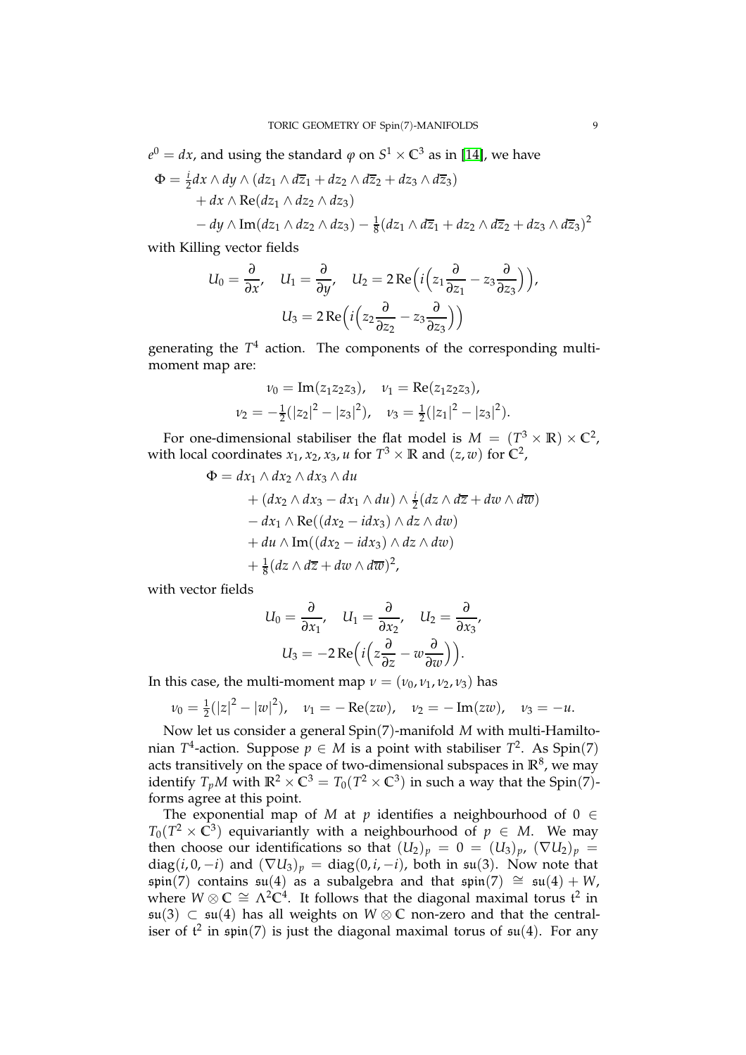$e^0 = dx$, and using the standard $\varphi$ on $S^1 \times \mathbb{C}^3$ as in [14], we have

$$\begin{aligned}
\Phi &= \tfrac{i}{2} dx \wedge dy \wedge (dz_1 \wedge d\overline{z}_1 + dz_2 \wedge d\overline{z}_2 + dz_3 \wedge d\overline{z}_3) \\
&\quad + dx \wedge \operatorname{Re}(dz_1 \wedge dz_2 \wedge dz_3) \\
&\quad - dy \wedge \operatorname{Im}(dz_1 \wedge dz_2 \wedge dz_3) - \tfrac{1}{8}(dz_1 \wedge d\overline{z}_1 + dz_2 \wedge d\overline{z}_2 + dz_3 \wedge d\overline{z}_3)^2
\end{aligned}$$

with Killing vector fields

$$U_0 = \frac{\partial}{\partial x}, \quad U_1 = \frac{\partial}{\partial y}, \quad U_2 = 2\operatorname{Re}\Big(i\Big(z_1 \frac{\partial}{\partial z_1} - z_3 \frac{\partial}{\partial z_3}\Big)\Big),$$
$$U_3 = 2\operatorname{Re}\Big(i\Big(z_2 \frac{\partial}{\partial z_2} - z_3 \frac{\partial}{\partial z_3}\Big)\Big)$$

generating the $T^4$ action. The components of the corresponding multi-moment map are:

$$\nu_0 = \operatorname{Im}(z_1 z_2 z_3), \quad \nu_1 = \operatorname{Re}(z_1 z_2 z_3),$$
$$\nu_2 = -\tfrac{1}{2}(|z_2|^2 - |z_3|^2), \quad \nu_3 = \tfrac{1}{2}(|z_1|^2 - |z_3|^2).$$

For one-dimensional stabiliser the flat model is $M = (T^3 \times \mathbb{R}) \times \mathbb{C}^2$, with local coordinates $x_1, x_2, x_3, u$ for $T^3 \times \mathbb{R}$ and $(z, w)$ for $\mathbb{C}^2$,

$$\begin{aligned}
\Phi &= dx_1 \wedge dx_2 \wedge dx_3 \wedge du \\
&\quad + (dx_2 \wedge dx_3 - dx_1 \wedge du) \wedge \tfrac{i}{2}(dz \wedge d\overline{z} + dw \wedge d\overline{w}) \\
&\quad - dx_1 \wedge \operatorname{Re}((dx_2 - i dx_3) \wedge dz \wedge dw) \\
&\quad + du \wedge \operatorname{Im}((dx_2 - i dx_3) \wedge dz \wedge dw) \\
&\quad + \tfrac{1}{8}(dz \wedge d\overline{z} + dw \wedge d\overline{w})^2,
\end{aligned}$$

with vector fields

$$U_0 = \frac{\partial}{\partial x_1}, \quad U_1 = \frac{\partial}{\partial x_2}, \quad U_2 = \frac{\partial}{\partial x_3},$$
$$U_3 = -2\operatorname{Re}\Big(i\Big(z\frac{\partial}{\partial z} - w\frac{\partial}{\partial w}\Big)\Big).$$

In this case, the multi-moment map $\nu = (\nu_0, \nu_1, \nu_2, \nu_3)$ has

$$\nu_0 = \tfrac{1}{2}(|z|^2 - |w|^2), \quad \nu_1 = -\operatorname{Re}(zw), \quad \nu_2 = -\operatorname{Im}(zw), \quad \nu_3 = -u.$$

Now let us consider a general $\mathrm{Spin}(7)$-manifold $M$ with multi-Hamiltonian $T^4$-action. Suppose $p \in M$ is a point with stabiliser $T^2$. As $\mathrm{Spin}(7)$ acts transitively on the space of two-dimensional subspaces in $\mathbb{R}^8$, we may identify $T_pM$ with $\mathbb{R}^2 \times \mathbb{C}^3 = T_0(T^2 \times \mathbb{C}^3)$ in such a way that the $\mathrm{Spin}(7)$-forms agree at this point.

The exponential map of $M$ at $p$ identifies a neighbourhood of $0 \in T_0(T^2 \times \mathbb{C}^3)$ equivariantly with a neighbourhood of $p \in M$. We may then choose our identifications so that $(U_2)_p = 0 = (U_3)_p$, $(\nabla U_2)_p = \operatorname{diag}(i, 0, -i)$ and $(\nabla U_3)_p = \operatorname{diag}(0, i, -i)$, both in $\mathfrak{su}(3)$. Now note that $\mathfrak{spin}(7)$ contains $\mathfrak{su}(4)$ as a subalgebra and that $\mathfrak{spin}(7) \cong \mathfrak{su}(4) + W$, where $W \otimes \mathbb{C} \cong \Lambda^2\mathbb{C}^4$. It follows that the diagonal maximal torus $\mathfrak{t}^2$ in $\mathfrak{su}(3) \subset \mathfrak{su}(4)$ has all weights on $W \otimes \mathbb{C}$ non-zero and that the centraliser of $\mathfrak{t}^2$ in $\mathfrak{spin}(7)$ is just the diagonal maximal torus of $\mathfrak{su}(4)$. For any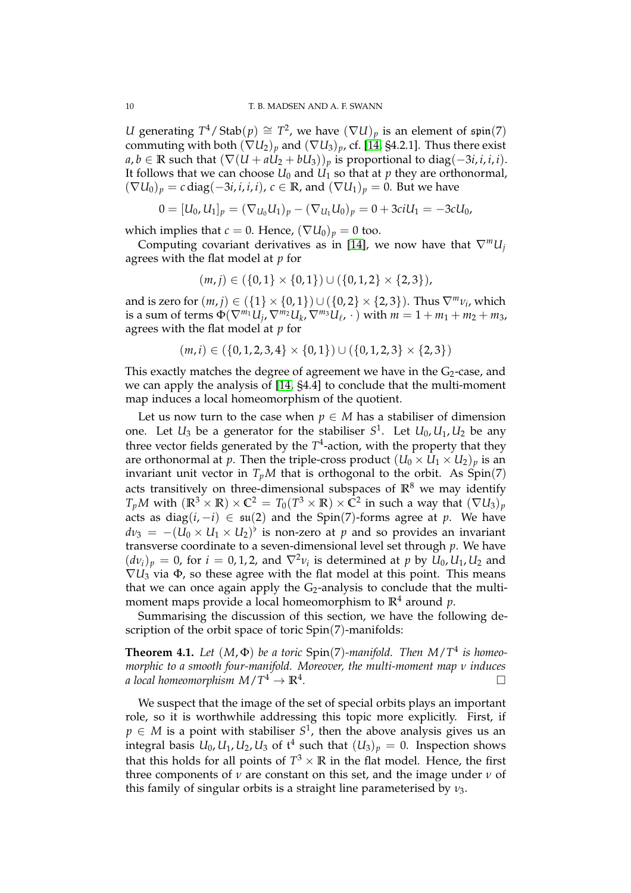$U$ generating $T^4/\operatorname{Stab}(p) \cong T^2$, we have $(\nabla U)_p$ is an element of $\mathfrak{spin}(7)$ commuting with both $(\nabla U_2)_p$ and $(\nabla U_3)_p$, cf. [14, §4.2.1]. Thus there exist $a, b \in \mathbb{R}$ such that $(\nabla(U + aU_2 + bU_3))_p$ is proportional to $\operatorname{diag}(-3i, i, i, i)$. It follows that we can choose $U_0$ and $U_1$ so that at $p$ they are orthonormal, $(\nabla U_0)_p = c \operatorname{diag}(-3i, i, i, i)$, $c \in \mathbb{R}$, and $(\nabla U_1)_p = 0$. But we have

$$0 = [U_0, U_1]_p = (\nabla_{U_0} U_1)_p - (\nabla_{U_1} U_0)_p = 0 + 3ciU_1 = -3cU_0,$$

which implies that $c = 0$. Hence, $(\nabla U_0)_p = 0$ too.

Computing covariant derivatives as in [14], we now have that $\nabla^m U_j$ agrees with the flat model at $p$ for

$$(m, j) \in (\{0,1\} \times \{0,1\}) \cup (\{0,1,2\} \times \{2,3\}),$$

and is zero for $(m, j) \in (\{1\} \times \{0,1\}) \cup (\{0,2\} \times \{2,3\})$. Thus $\nabla^m \nu_i$, which is a sum of terms $\Phi(\nabla^{m_1} U_j, \nabla^{m_2} U_k, \nabla^{m_3} U_\ell, \cdot\,)$ with $m = 1 + m_1 + m_2 + m_3$, agrees with the flat model at $p$ for

$$(m, i) \in (\{0,1,2,3,4\} \times \{0,1\}) \cup (\{0,1,2,3\} \times \{2,3\})$$

This exactly matches the degree of agreement we have in the $G_2$-case, and we can apply the analysis of [14, §4.4] to conclude that the multi-moment map induces a local homeomorphism of the quotient.

Let us now turn to the case when $p \in M$ has a stabiliser of dimension one. Let $U_3$ be a generator for the stabiliser $S^1$. Let $U_0, U_1, U_2$ be any three vector fields generated by the $T^4$-action, with the property that they are orthonormal at $p$. Then the triple-cross product $(U_0 \times U_1 \times U_2)_p$ is an invariant unit vector in $T_pM$ that is orthogonal to the orbit. As $\operatorname{Spin}(7)$ acts transitively on three-dimensional subspaces of $\mathbb{R}^8$ we may identify $T_pM$ with $(\mathbb{R}^3 \times \mathbb{R}) \times \mathbb{C}^2 = T_0(T^3 \times \mathbb{R}) \times \mathbb{C}^2$ in such a way that $(\nabla U_3)_p$ acts as $\operatorname{diag}(i, -i) \in \mathfrak{su}(2)$ and the $\operatorname{Spin}(7)$-forms agree at $p$. We have $d\nu_3 = -(U_0 \times U_1 \times U_2)^\flat$ is non-zero at $p$ and so provides an invariant transverse coordinate to a seven-dimensional level set through $p$. We have $(d\nu_i)_p = 0$, for $i = 0, 1, 2$, and $\nabla^2 \nu_i$ is determined at $p$ by $U_0, U_1, U_2$ and $\nabla U_3$ via $\Phi$, so these agree with the flat model at this point. This means that we can once again apply the $G_2$-analysis to conclude that the multi-moment maps provide a local homeomorphism to $\mathbb{R}^4$ around $p$.

Summarising the discussion of this section, we have the following description of the orbit space of toric $\operatorname{Spin}(7)$-manifolds:

**Theorem 4.1.** *Let $(M, \Phi)$ be a toric $\operatorname{Spin}(7)$-manifold. Then $M/T^4$ is homeomorphic to a smooth four-manifold. Moreover, the multi-moment map $\nu$ induces a local homeomorphism $M/T^4 \to \mathbb{R}^4$.* □

We suspect that the image of the set of special orbits plays an important role, so it is worthwhile addressing this topic more explicitly. First, if $p \in M$ is a point with stabiliser $S^1$, then the above analysis gives us an integral basis $U_0, U_1, U_2, U_3$ of $\mathfrak{t}^4$ such that $(U_3)_p = 0$. Inspection shows that this holds for all points of $T^3 \times \mathbb{R}$ in the flat model. Hence, the first three components of $\nu$ are constant on this set, and the image under $\nu$ of this family of singular orbits is a straight line parameterised by $\nu_3$.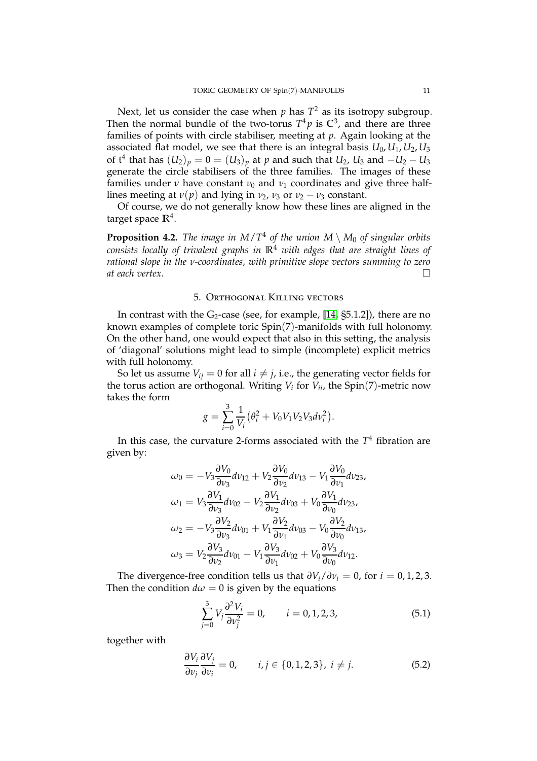Next, let us consider the case when $p$ has $T^2$ as its isotropy subgroup. Then the normal bundle of the two-torus $T^4 p$ is $\mathbb{C}^3$, and there are three families of points with circle stabiliser, meeting at $p$. Again looking at the associated flat model, we see that there is an integral basis $U_0, U_1, U_2, U_3$ of $\mathfrak{t}^4$ that has $(U_2)_p = 0 = (U_3)_p$ at $p$ and such that $U_2$, $U_3$ and $-U_2 - U_3$ generate the circle stabilisers of the three families. The images of these families under $\nu$ have constant $\nu_0$ and $\nu_1$ coordinates and give three half-lines meeting at $\nu(p)$ and lying in $\nu_2$, $\nu_3$ or $\nu_2 - \nu_3$ constant.

Of course, we do not generally know how these lines are aligned in the target space $\mathbb{R}^4$.

**Proposition 4.2.** *The image in $M/T^4$ of the union $M \setminus M_0$ of singular orbits consists locally of trivalent graphs in $\mathbb{R}^4$ with edges that are straight lines of rational slope in the $\nu$-coordinates, with primitive slope vectors summing to zero at each vertex.* □

## 5. Orthogonal Killing vectors

In contrast with the $G_2$-case (see, for example, [14, §5.1.2]), there are no known examples of complete toric Spin(7)-manifolds with full holonomy. On the other hand, one would expect that also in this setting, the analysis of 'diagonal' solutions might lead to simple (incomplete) explicit metrics with full holonomy.

So let us assume $V_{ij} = 0$ for all $i \neq j$, i.e., the generating vector fields for the torus action are orthogonal. Writing $V_i$ for $V_{ii}$, the Spin(7)-metric now takes the form

$$g = \sum_{i=0}^{3} \frac{1}{V_i}\big(\theta_i^2 + V_0 V_1 V_2 V_3 d\nu_i^2\big).$$

In this case, the curvature 2-forms associated with the $T^4$ fibration are given by:

$$\begin{aligned}
\omega_0 &= -V_3 \frac{\partial V_0}{\partial \nu_3} d\nu_{12} + V_2 \frac{\partial V_0}{\partial \nu_2} d\nu_{13} - V_1 \frac{\partial V_0}{\partial \nu_1} d\nu_{23}, \\
\omega_1 &= V_3 \frac{\partial V_1}{\partial \nu_3} d\nu_{02} - V_2 \frac{\partial V_1}{\partial \nu_2} d\nu_{03} + V_0 \frac{\partial V_1}{\partial \nu_0} d\nu_{23}, \\
\omega_2 &= -V_3 \frac{\partial V_2}{\partial \nu_3} d\nu_{01} + V_1 \frac{\partial V_2}{\partial \nu_1} d\nu_{03} - V_0 \frac{\partial V_2}{\partial \nu_0} d\nu_{13}, \\
\omega_3 &= V_2 \frac{\partial V_3}{\partial \nu_2} d\nu_{01} - V_1 \frac{\partial V_3}{\partial \nu_1} d\nu_{02} + V_0 \frac{\partial V_3}{\partial \nu_0} d\nu_{12}.
\end{aligned}$$

The divergence-free condition tells us that $\partial V_i / \partial \nu_i = 0$, for $i = 0, 1, 2, 3$. Then the condition $d\omega = 0$ is given by the equations

$$\sum_{j=0}^{3} V_j \frac{\partial^2 V_i}{\partial \nu_j^2} = 0, \qquad i = 0, 1, 2, 3, \tag{5.1}$$

together with

$$\frac{\partial V_i}{\partial \nu_j} \frac{\partial V_j}{\partial \nu_i} = 0, \qquad i, j \in \{0, 1, 2, 3\},\ i \neq j. \tag{5.2}$$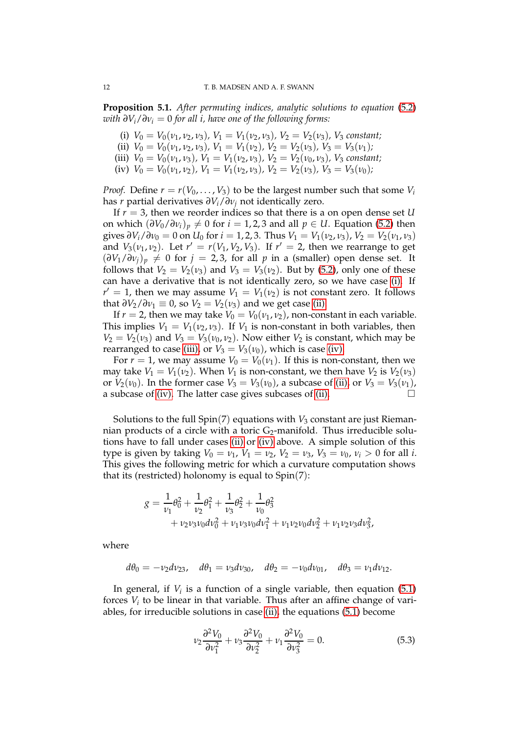**Proposition 5.1.** *After permuting indices, analytic solutions to equation (5.2) with $\partial V_i/\partial \nu_i = 0$ for all $i$, have one of the following forms:*

(i) $V_0 = V_0(\nu_1, \nu_2, \nu_3)$, $V_1 = V_1(\nu_2, \nu_3)$, $V_2 = V_2(\nu_3)$, $V_3$ *constant;*
(ii) $V_0 = V_0(\nu_1, \nu_2, \nu_3)$, $V_1 = V_1(\nu_2)$, $V_2 = V_2(\nu_3)$, $V_3 = V_3(\nu_1)$;
(iii) $V_0 = V_0(\nu_1, \nu_3)$, $V_1 = V_1(\nu_2, \nu_3)$, $V_2 = V_2(\nu_0, \nu_3)$, $V_3$ *constant;*
(iv) $V_0 = V_0(\nu_1, \nu_2)$, $V_1 = V_1(\nu_2, \nu_3)$, $V_2 = V_2(\nu_3)$, $V_3 = V_3(\nu_0)$;

*Proof.* Define $r = r(V_0, \dots, V_3)$ to be the largest number such that some $V_i$ has $r$ partial derivatives $\partial V_i/\partial \nu_j$ not identically zero.

If $r = 3$, then we reorder indices so that there is a on open dense set $U$ on which $(\partial V_0/\partial \nu_i)_p \neq 0$ for $i = 1, 2, 3$ and all $p \in U$. Equation (5.2) then gives $\partial V_i/\partial \nu_0 = 0$ on $U_0$ for $i = 1, 2, 3$. Thus $V_1 = V_1(\nu_2, \nu_3)$, $V_2 = V_2(\nu_1, \nu_3)$ and $V_3(\nu_1, \nu_2)$. Let $r' = r(V_1, V_2, V_3)$. If $r' = 2$, then we rearrange to get $(\partial V_1/\partial \nu_j)_p \neq 0$ for $j = 2, 3$, for all $p$ in a (smaller) open dense set. It follows that $V_2 = V_2(\nu_3)$ and $V_3 = V_3(\nu_2)$. But by (5.2), only one of these can have a derivative that is not identically zero, so we have case (i). If $r' = 1$, then we may assume $V_1 = V_1(\nu_2)$ is not constant zero. It follows that $\partial V_2/\partial \nu_1 \equiv 0$, so $V_2 = V_2(\nu_3)$ and we get case (ii).

If $r = 2$, then we may take $V_0 = V_0(\nu_1, \nu_2)$, non-constant in each variable. This implies $V_1 = V_1(\nu_2, \nu_3)$. If $V_1$ is non-constant in both variables, then $V_2 = V_2(\nu_3)$ and $V_3 = V_3(\nu_0, \nu_2)$. Now either $V_2$ is constant, which may be rearranged to case (iii), or $V_3 = V_3(\nu_0)$, which is case (iv).

For $r = 1$, we may assume $V_0 = V_0(\nu_1)$. If this is non-constant, then we may take $V_1 = V_1(\nu_2)$. When $V_1$ is non-constant, we then have $V_2$ is $V_2(\nu_3)$ or $V_2(\nu_0)$. In the former case $V_3 = V_3(\nu_0)$, a subcase of (ii), or $V_3 = V_3(\nu_1)$, a subcase of (iv). The latter case gives subcases of (ii). $\square$

Solutions to the full $\mathrm{Spin}(7)$ equations with $V_3$ constant are just Riemannian products of a circle with a toric $\mathrm{G}_2$-manifold. Thus irreducible solutions have to fall under cases (ii) or (iv) above. A simple solution of this type is given by taking $V_0 = \nu_1$, $V_1 = \nu_2$, $V_2 = \nu_3$, $V_3 = \nu_0$, $\nu_i > 0$ for all $i$. This gives the following metric for which a curvature computation shows that its (restricted) holonomy is equal to $\mathrm{Spin}(7)$:

$$g = \frac{1}{\nu_1}\theta_0^2 + \frac{1}{\nu_2}\theta_1^2 + \frac{1}{\nu_3}\theta_2^2 + \frac{1}{\nu_0}\theta_3^2 + \nu_2\nu_3\nu_0 d\nu_0^2 + \nu_1\nu_3\nu_0 d\nu_1^2 + \nu_1\nu_2\nu_0 d\nu_2^2 + \nu_1\nu_2\nu_3 d\nu_3^2,$$

where

$$d\theta_0 = -\nu_2 d\nu_{23}, \quad d\theta_1 = \nu_3 d\nu_{30}, \quad d\theta_2 = -\nu_0 d\nu_{01}, \quad d\theta_3 = \nu_1 d\nu_{12}.$$

In general, if $V_i$ is a function of a single variable, then equation (5.1) forces $V_i$ to be linear in that variable. Thus after an affine change of variables, for irreducible solutions in case (ii), the equations (5.1) become

$$\nu_2\frac{\partial^2 V_0}{\partial \nu_1^2} + \nu_3\frac{\partial^2 V_0}{\partial \nu_2^2} + \nu_1\frac{\partial^2 V_0}{\partial \nu_3^2} = 0. \tag{5.3}$$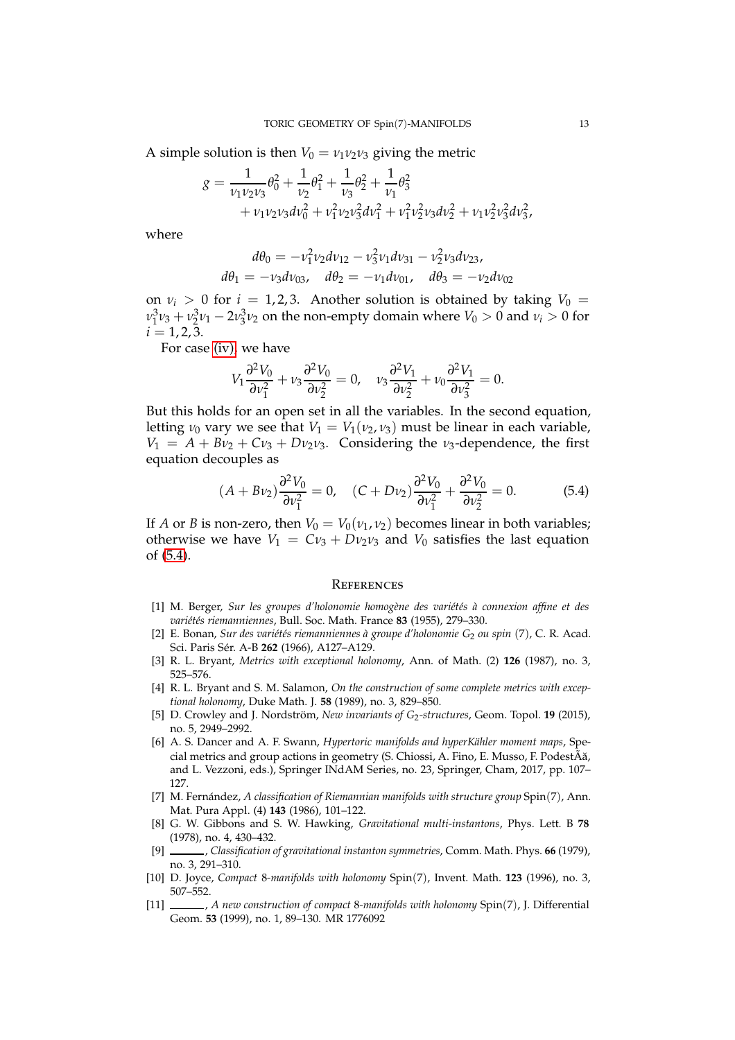A simple solution is then $V_0 = \nu_1\nu_2\nu_3$ giving the metric

$$g = \frac{1}{\nu_1\nu_2\nu_3}\theta_0^2 + \frac{1}{\nu_2}\theta_1^2 + \frac{1}{\nu_3}\theta_2^2 + \frac{1}{\nu_1}\theta_3^2 + \nu_1\nu_2\nu_3 d\nu_0^2 + \nu_1^2\nu_2\nu_3^2 d\nu_1^2 + \nu_1^2\nu_2^2\nu_3 d\nu_2^2 + \nu_1\nu_2^2\nu_3^2 d\nu_3^2,$$

where

$$d\theta_0 = -\nu_1^2\nu_2 d\nu_{12} - \nu_3^2\nu_1 d\nu_{31} - \nu_2^2\nu_3 d\nu_{23},$$
$$d\theta_1 = -\nu_3 d\nu_{03}, \quad d\theta_2 = -\nu_1 d\nu_{01}, \quad d\theta_3 = -\nu_2 d\nu_{02}$$

on $\nu_i > 0$ for $i = 1,2,3$. Another solution is obtained by taking $V_0 = \nu_1^3\nu_3 + \nu_2^3\nu_1 - 2\nu_3^3\nu_2$ on the non-empty domain where $V_0 > 0$ and $\nu_i > 0$ for $i = 1,2,3$.

For case (iv), we have

$$V_1\frac{\partial^2 V_0}{\partial \nu_1^2} + \nu_3\frac{\partial^2 V_0}{\partial \nu_2^2} = 0, \quad \nu_3\frac{\partial^2 V_1}{\partial \nu_2^2} + \nu_0\frac{\partial^2 V_1}{\partial \nu_3^2} = 0.$$

But this holds for an open set in all the variables. In the second equation, letting $\nu_0$ vary we see that $V_1 = V_1(\nu_2,\nu_3)$ must be linear in each variable, $V_1 = A + B\nu_2 + C\nu_3 + D\nu_2\nu_3$. Considering the $\nu_3$-dependence, the first equation decouples as

$$(A + B\nu_2)\frac{\partial^2 V_0}{\partial \nu_1^2} = 0, \quad (C + D\nu_2)\frac{\partial^2 V_0}{\partial \nu_1^2} + \frac{\partial^2 V_0}{\partial \nu_2^2} = 0. \tag{5.4}$$

If $A$ or $B$ is non-zero, then $V_0 = V_0(\nu_1,\nu_2)$ becomes linear in both variables; otherwise we have $V_1 = C\nu_3 + D\nu_2\nu_3$ and $V_0$ satisfies the last equation of (5.4).

## References

[1] M. Berger, *Sur les groupes d'holonomie homogène des variétés à connexion affine et des variétés riemanniennes*, Bull. Soc. Math. France **83** (1955), 279–330.

[2] E. Bonan, *Sur des variétés riemanniennes à groupe d'holonomie $G_2$ ou spin (7)*, C. R. Acad. Sci. Paris Sér. A-B **262** (1966), A127–A129.

[3] R. L. Bryant, *Metrics with exceptional holonomy*, Ann. of Math. (2) **126** (1987), no. 3, 525–576.

[4] R. L. Bryant and S. M. Salamon, *On the construction of some complete metrics with exceptional holonomy*, Duke Math. J. **58** (1989), no. 3, 829–850.

[5] D. Crowley and J. Nordström, *New invariants of $G_2$-structures*, Geom. Topol. **19** (2015), no. 5, 2949–2992.

[6] A. S. Dancer and A. F. Swann, *Hypertoric manifolds and hyperKähler moment maps*, Special metrics and group actions in geometry (S. Chiossi, A. Fino, E. Musso, F. PodestÃă, and L. Vezzoni, eds.), Springer INdAM Series, no. 23, Springer, Cham, 2017, pp. 107–127.

[7] M. Fernández, *A classification of Riemannian manifolds with structure group* Spin(7), Ann. Mat. Pura Appl. (4) **143** (1986), 101–122.

[8] G. W. Gibbons and S. W. Hawking, *Gravitational multi-instantons*, Phys. Lett. B **78** (1978), no. 4, 430–432.

[9] ______, *Classification of gravitational instanton symmetries*, Comm. Math. Phys. **66** (1979), no. 3, 291–310.

[10] D. Joyce, *Compact 8-manifolds with holonomy* Spin(7), Invent. Math. **123** (1996), no. 3, 507–552.

[11] ______, *A new construction of compact 8-manifolds with holonomy* Spin(7), J. Differential Geom. **53** (1999), no. 1, 89–130. MR 1776092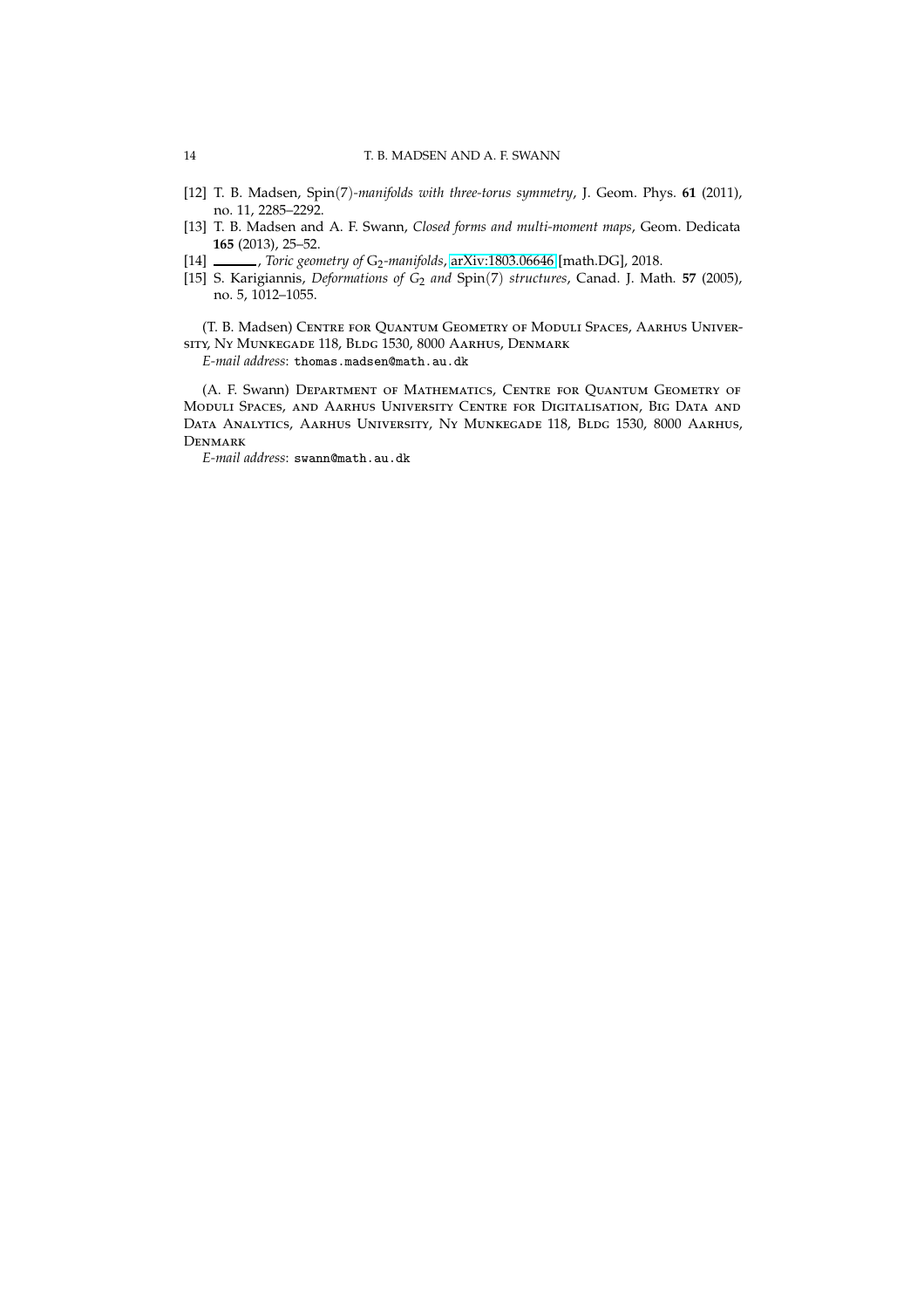[12] T. B. Madsen, Spin(7)*-manifolds with three-torus symmetry*, J. Geom. Phys. **61** (2011), no. 11, 2285–2292.

[13] T. B. Madsen and A. F. Swann, *Closed forms and multi-moment maps*, Geom. Dedicata **165** (2013), 25–52.

[14] ______, *Toric geometry of* $G_2$*-manifolds*, arXiv:1803.06646 [math.DG], 2018.

[15] S. Karigiannis, *Deformations of* $G_2$ *and* Spin(7) *structures*, Canad. J. Math. **57** (2005), no. 5, 1012–1055.

(T. B. Madsen) Centre for Quantum Geometry of Moduli Spaces, Aarhus University, Ny Munkegade 118, Bldg 1530, 8000 Aarhus, Denmark

*E-mail address*: thomas.madsen@math.au.dk

(A. F. Swann) Department of Mathematics, Centre for Quantum Geometry of Moduli Spaces, and Aarhus University Centre for Digitalisation, Big Data and Data Analytics, Aarhus University, Ny Munkegade 118, Bldg 1530, 8000 Aarhus, Denmark

*E-mail address*: swann@math.au.dk